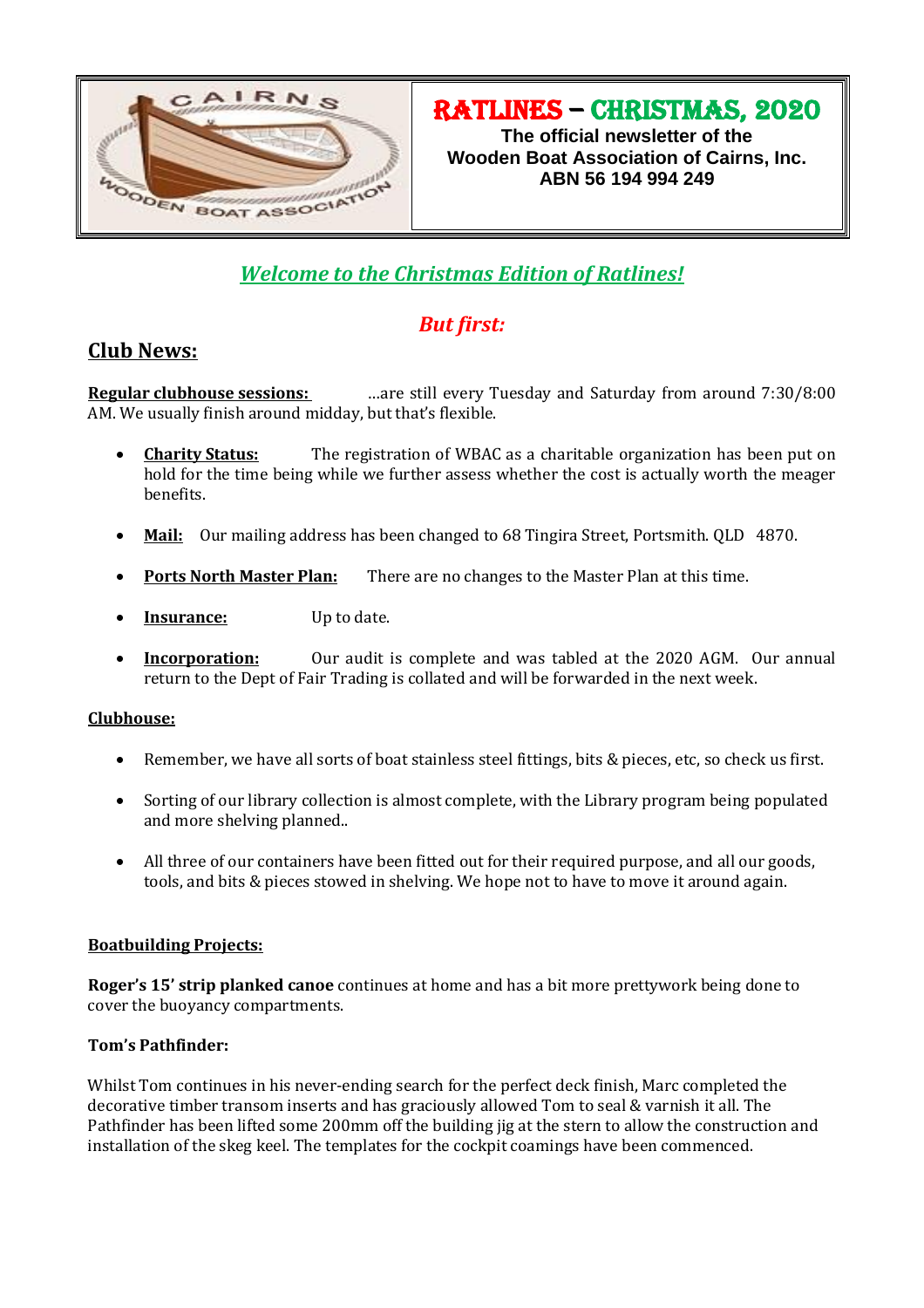# RATLINES – CHRISTMAS, 2020

**The official newsletter of the Wooden Boat Association of Cairns, Inc.**
**ABN 56 194 994 249**

## *Welcome to the Christmas Edition of Ratlines!*

### *But first:*

## Club News:

**Regular clubhouse sessions:** ...are still every Tuesday and Saturday from around 7:30/8:00 AM. We usually finish around midday, but that's flexible.

- **Charity Status:** The registration of WBAC as a charitable organization has been put on hold for the time being while we further assess whether the cost is actually worth the meager benefits.
- **Mail:** Our mailing address has been changed to 68 Tingira Street, Portsmith. QLD 4870.
- **Ports North Master Plan:** There are no changes to the Master Plan at this time.
- **Insurance:** Up to date.
- **Incorporation:** Our audit is complete and was tabled at the 2020 AGM. Our annual return to the Dept of Fair Trading is collated and will be forwarded in the next week.

### Clubhouse:

- Remember, we have all sorts of boat stainless steel fittings, bits & pieces, etc, so check us first.
- Sorting of our library collection is almost complete, with the Library program being populated and more shelving planned..
- All three of our containers have been fitted out for their required purpose, and all our goods, tools, and bits & pieces stowed in shelving. We hope not to have to move it around again.

### Boatbuilding Projects:

**Roger's 15' strip planked canoe** continues at home and has a bit more prettywork being done to cover the buoyancy compartments.

**Tom's Pathfinder:**

Whilst Tom continues in his never-ending search for the perfect deck finish, Marc completed the decorative timber transom inserts and has graciously allowed Tom to seal & varnish it all. The Pathfinder has been lifted some 200mm off the building jig at the stern to allow the construction and installation of the skeg keel. The templates for the cockpit coamings have been commenced.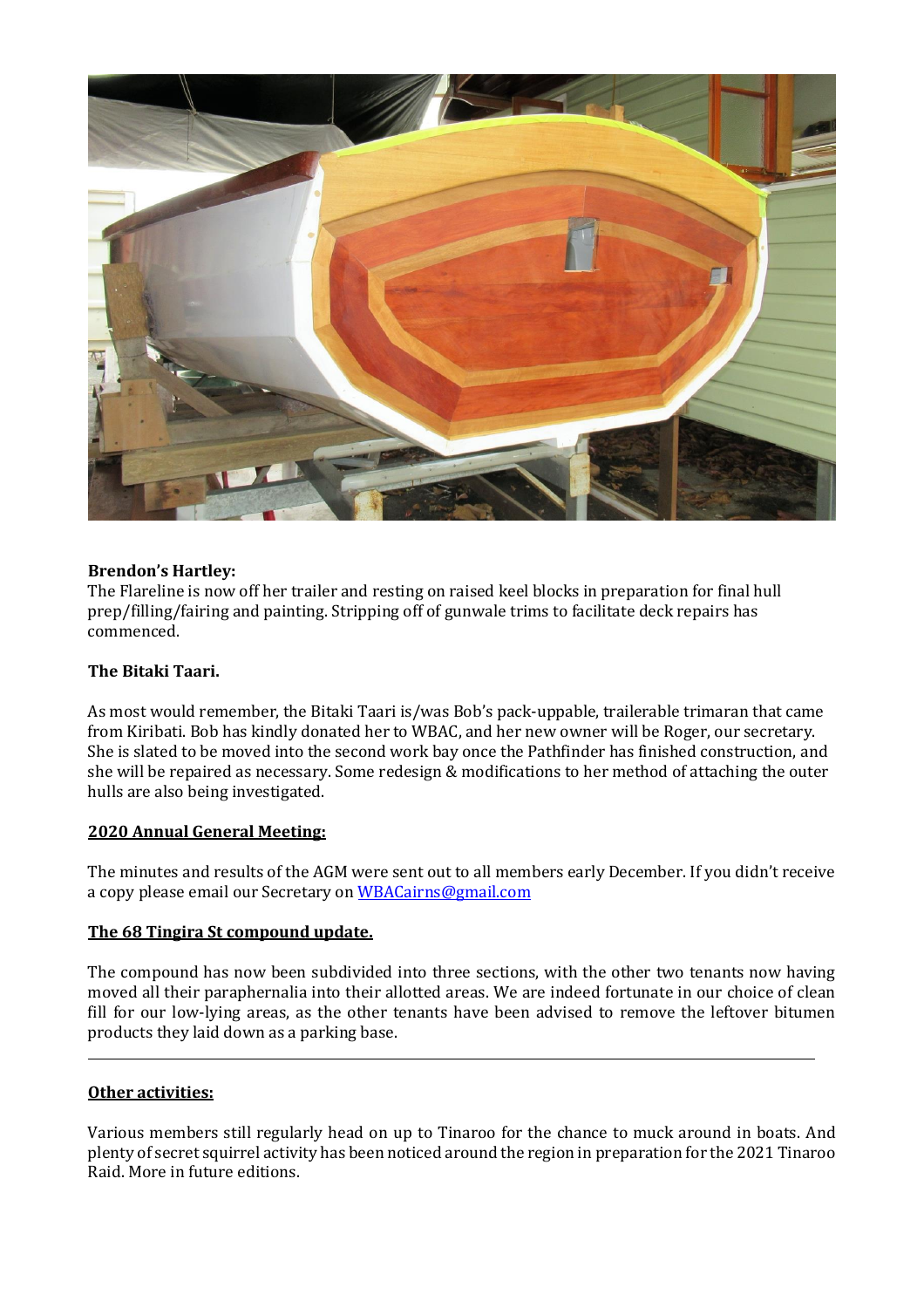**Brendon's Hartley:**

The Flareline is now off her trailer and resting on raised keel blocks in preparation for final hull prep/filling/fairing and painting. Stripping off of gunwale trims to facilitate deck repairs has commenced.

**The Bitaki Taari.**

As most would remember, the Bitaki Taari is/was Bob's pack-uppable, trailerable trimaran that came from Kiribati. Bob has kindly donated her to WBAC, and her new owner will be Roger, our secretary. She is slated to be moved into the second work bay once the Pathfinder has finished construction, and she will be repaired as necessary. Some redesign & modifications to her method of attaching the outer hulls are also being investigated.

**2020 Annual General Meeting:**

The minutes and results of the AGM were sent out to all members early December. If you didn't receive a copy please email our Secretary on WBACairns@gmail.com

**The 68 Tingira St compound update.**

The compound has now been subdivided into three sections, with the other two tenants now having moved all their paraphernalia into their allotted areas. We are indeed fortunate in our choice of clean fill for our low-lying areas, as the other tenants have been advised to remove the leftover bitumen products they laid down as a parking base.

---

**Other activities:**

Various members still regularly head on up to Tinaroo for the chance to muck around in boats. And plenty of secret squirrel activity has been noticed around the region in preparation for the 2021 Tinaroo Raid. More in future editions.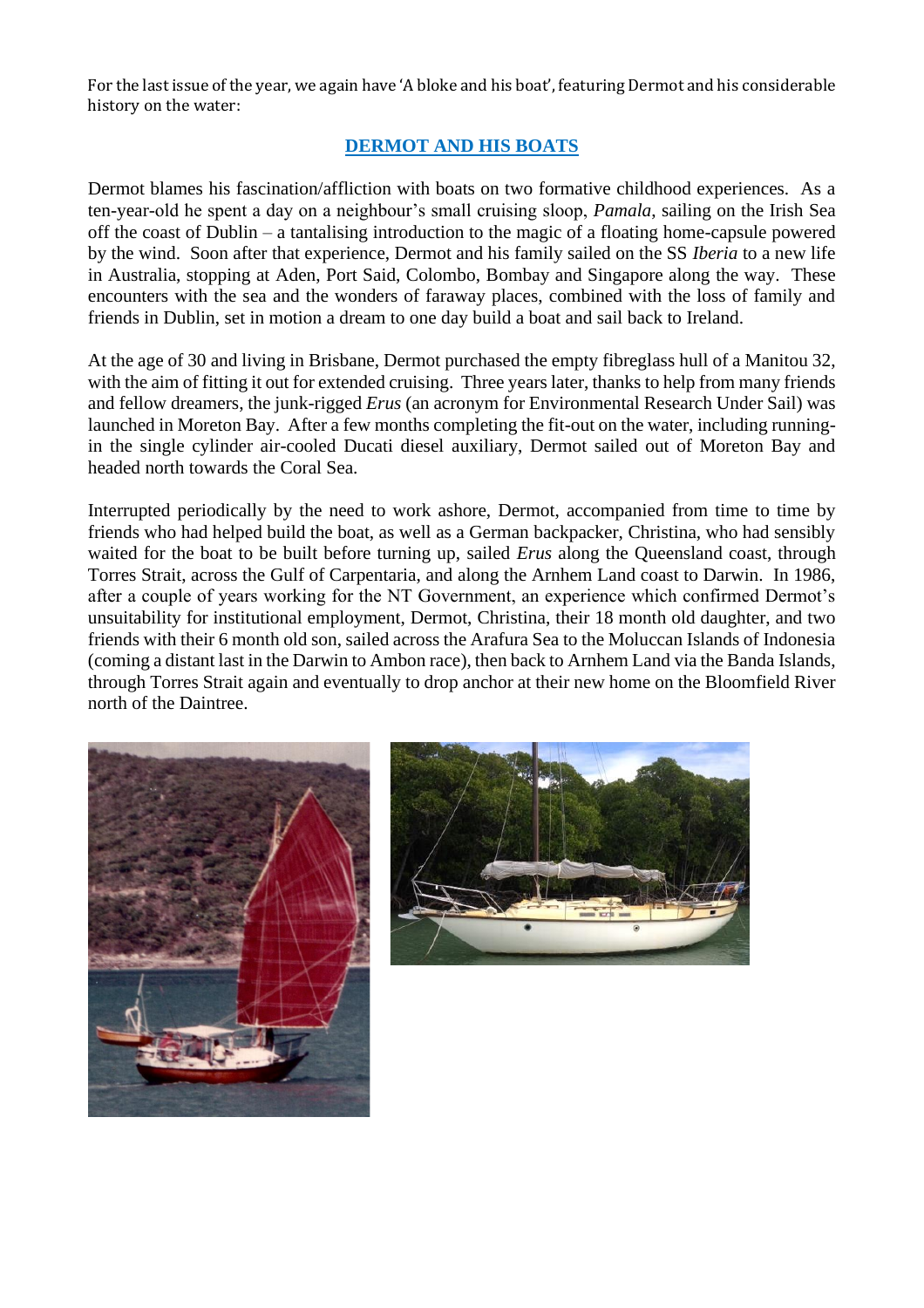For the last issue of the year, we again have 'A bloke and his boat', featuring Dermot and his considerable history on the water:

## DERMOT AND HIS BOATS

Dermot blames his fascination/affliction with boats on two formative childhood experiences. As a ten-year-old he spent a day on a neighbour's small cruising sloop, *Pamala*, sailing on the Irish Sea off the coast of Dublin – a tantalising introduction to the magic of a floating home-capsule powered by the wind. Soon after that experience, Dermot and his family sailed on the SS *Iberia* to a new life in Australia, stopping at Aden, Port Said, Colombo, Bombay and Singapore along the way. These encounters with the sea and the wonders of faraway places, combined with the loss of family and friends in Dublin, set in motion a dream to one day build a boat and sail back to Ireland.

At the age of 30 and living in Brisbane, Dermot purchased the empty fibreglass hull of a Manitou 32, with the aim of fitting it out for extended cruising. Three years later, thanks to help from many friends and fellow dreamers, the junk-rigged *Erus* (an acronym for Environmental Research Under Sail) was launched in Moreton Bay. After a few months completing the fit-out on the water, including running-in the single cylinder air-cooled Ducati diesel auxiliary, Dermot sailed out of Moreton Bay and headed north towards the Coral Sea.

Interrupted periodically by the need to work ashore, Dermot, accompanied from time to time by friends who had helped build the boat, as well as a German backpacker, Christina, who had sensibly waited for the boat to be built before turning up, sailed *Erus* along the Queensland coast, through Torres Strait, across the Gulf of Carpentaria, and along the Arnhem Land coast to Darwin. In 1986, after a couple of years working for the NT Government, an experience which confirmed Dermot's unsuitability for institutional employment, Dermot, Christina, their 18 month old daughter, and two friends with their 6 month old son, sailed across the Arafura Sea to the Moluccan Islands of Indonesia (coming a distant last in the Darwin to Ambon race), then back to Arnhem Land via the Banda Islands, through Torres Strait again and eventually to drop anchor at their new home on the Bloomfield River north of the Daintree.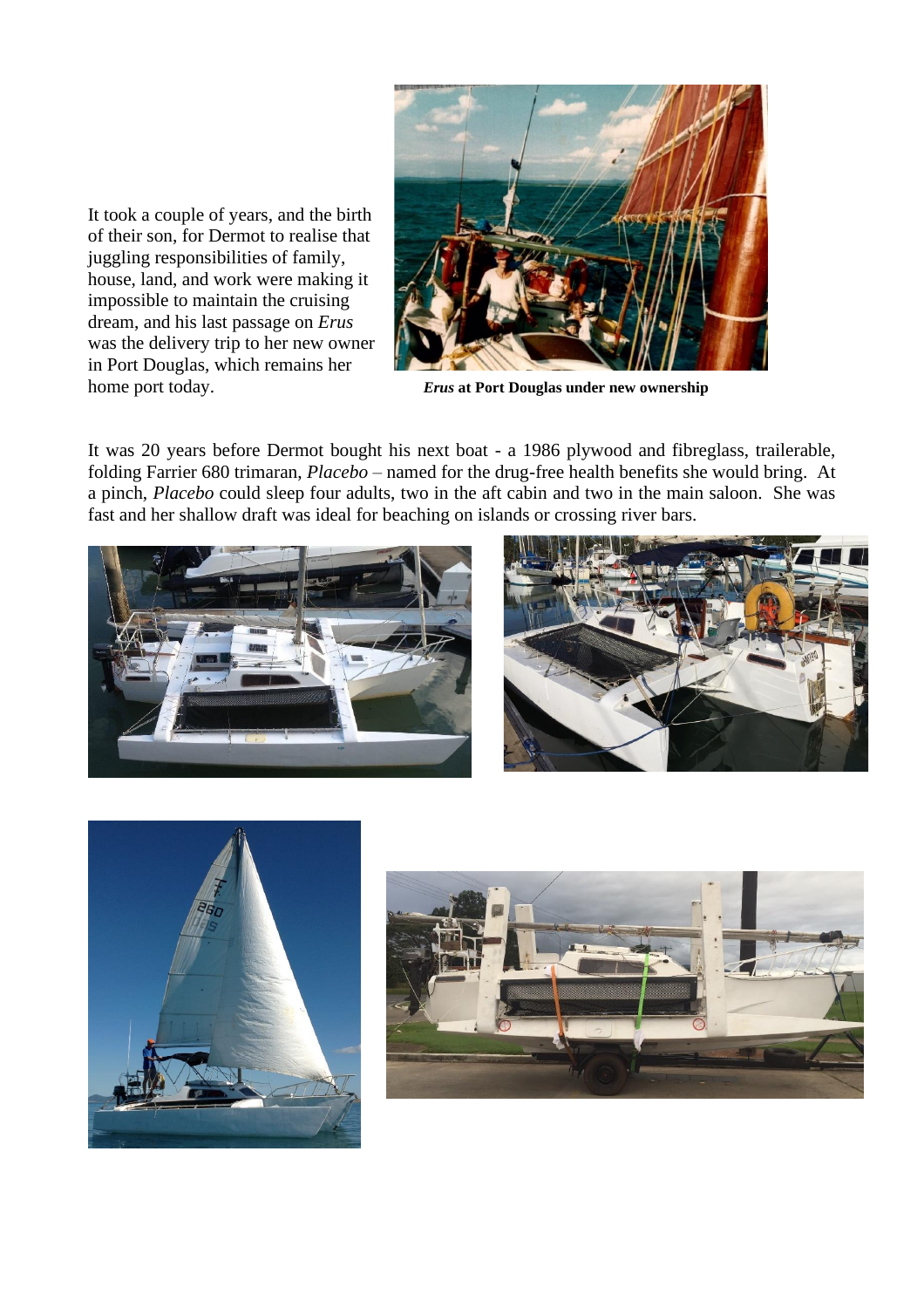It took a couple of years, and the birth of their son, for Dermot to realise that juggling responsibilities of family, house, land, and work were making it impossible to maintain the cruising dream, and his last passage on *Erus* was the delivery trip to her new owner in Port Douglas, which remains her home port today.

***Erus* at Port Douglas under new ownership**

It was 20 years before Dermot bought his next boat - a 1986 plywood and fibreglass, trailerable, folding Farrier 680 trimaran, *Placebo* – named for the drug-free health benefits she would bring. At a pinch, *Placebo* could sleep four adults, two in the aft cabin and two in the main saloon. She was fast and her shallow draft was ideal for beaching on islands or crossing river bars.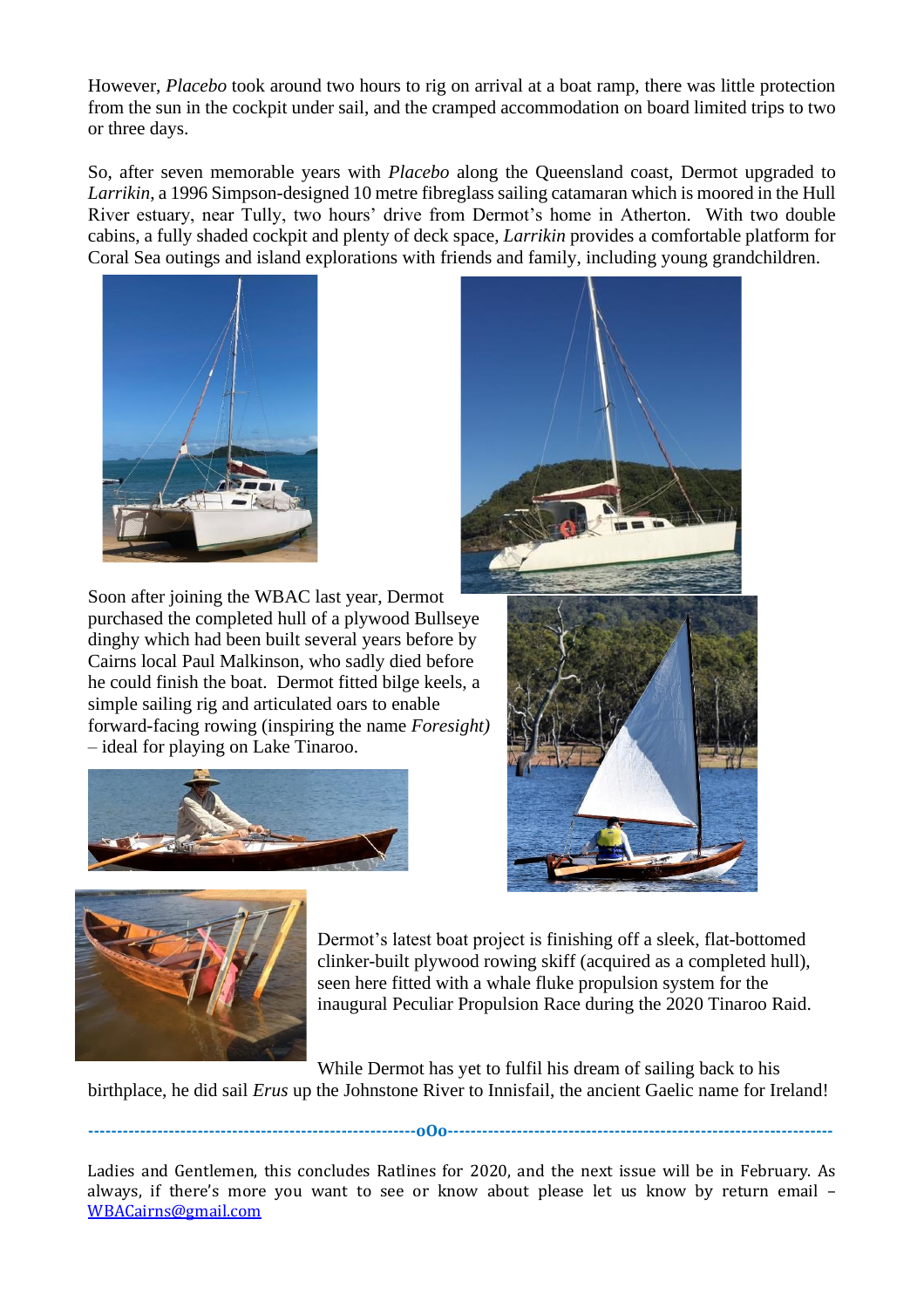However, *Placebo* took around two hours to rig on arrival at a boat ramp, there was little protection from the sun in the cockpit under sail, and the cramped accommodation on board limited trips to two or three days.

So, after seven memorable years with *Placebo* along the Queensland coast, Dermot upgraded to *Larrikin*, a 1996 Simpson-designed 10 metre fibreglass sailing catamaran which is moored in the Hull River estuary, near Tully, two hours' drive from Dermot's home in Atherton. With two double cabins, a fully shaded cockpit and plenty of deck space, *Larrikin* provides a comfortable platform for Coral Sea outings and island explorations with friends and family, including young grandchildren.

Soon after joining the WBAC last year, Dermot purchased the completed hull of a plywood Bullseye dinghy which had been built several years before by Cairns local Paul Malkinson, who sadly died before he could finish the boat. Dermot fitted bilge keels, a simple sailing rig and articulated oars to enable forward-facing rowing (inspiring the name *Foresight)* – ideal for playing on Lake Tinaroo.

Dermot's latest boat project is finishing off a sleek, flat-bottomed clinker-built plywood rowing skiff (acquired as a completed hull), seen here fitted with a whale fluke propulsion system for the inaugural Peculiar Propulsion Race during the 2020 Tinaroo Raid.

While Dermot has yet to fulfil his dream of sailing back to his birthplace, he did sail *Erus* up the Johnstone River to Innisfail, the ancient Gaelic name for Ireland!

---oOo---

Ladies and Gentlemen, this concludes Ratlines for 2020, and the next issue will be in February. As always, if there's more you want to see or know about please let us know by return email – WBACairns@gmail.com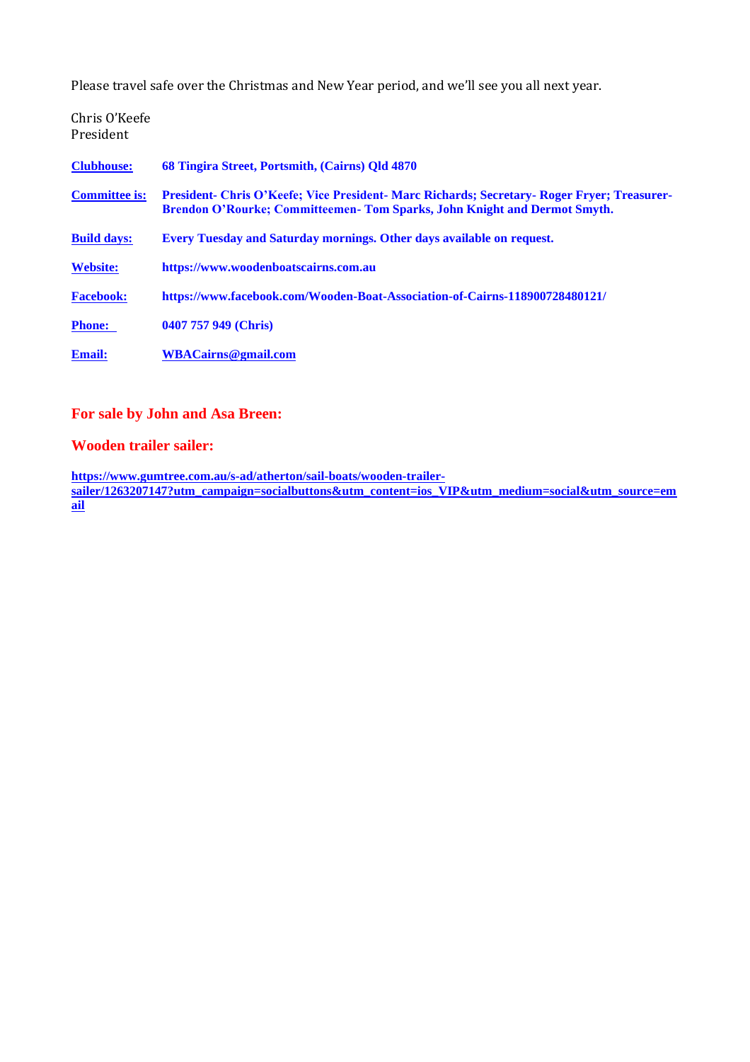Please travel safe over the Christmas and New Year period, and we'll see you all next year.

Chris O'Keefe
President

| | |
|---|---|
| **Clubhouse:** | **68 Tingira Street, Portsmith, (Cairns) Qld 4870** |
| **Committee is:** | **President- Chris O'Keefe; Vice President- Marc Richards; Secretary- Roger Fryer; Treasurer- Brendon O'Rourke; Committeemen- Tom Sparks, John Knight and Dermot Smyth.** |
| **Build days:** | **Every Tuesday and Saturday mornings. Other days available on request.** |
| **Website:** | **https://www.woodenboatscairns.com.au** |
| **Facebook:** | **https://www.facebook.com/Wooden-Boat-Association-of-Cairns-118900728480121/** |
| **Phone:** | **0407 757 949 (Chris)** |
| **Email:** | **WBACairns@gmail.com** |

## For sale by John and Asa Breen:

## Wooden trailer sailer:

**https://www.gumtree.com.au/s-ad/atherton/sail-boats/wooden-trailer-sailer/1263207147?utm_campaign=socialbuttons&utm_content=ios_VIP&utm_medium=social&utm_source=email**